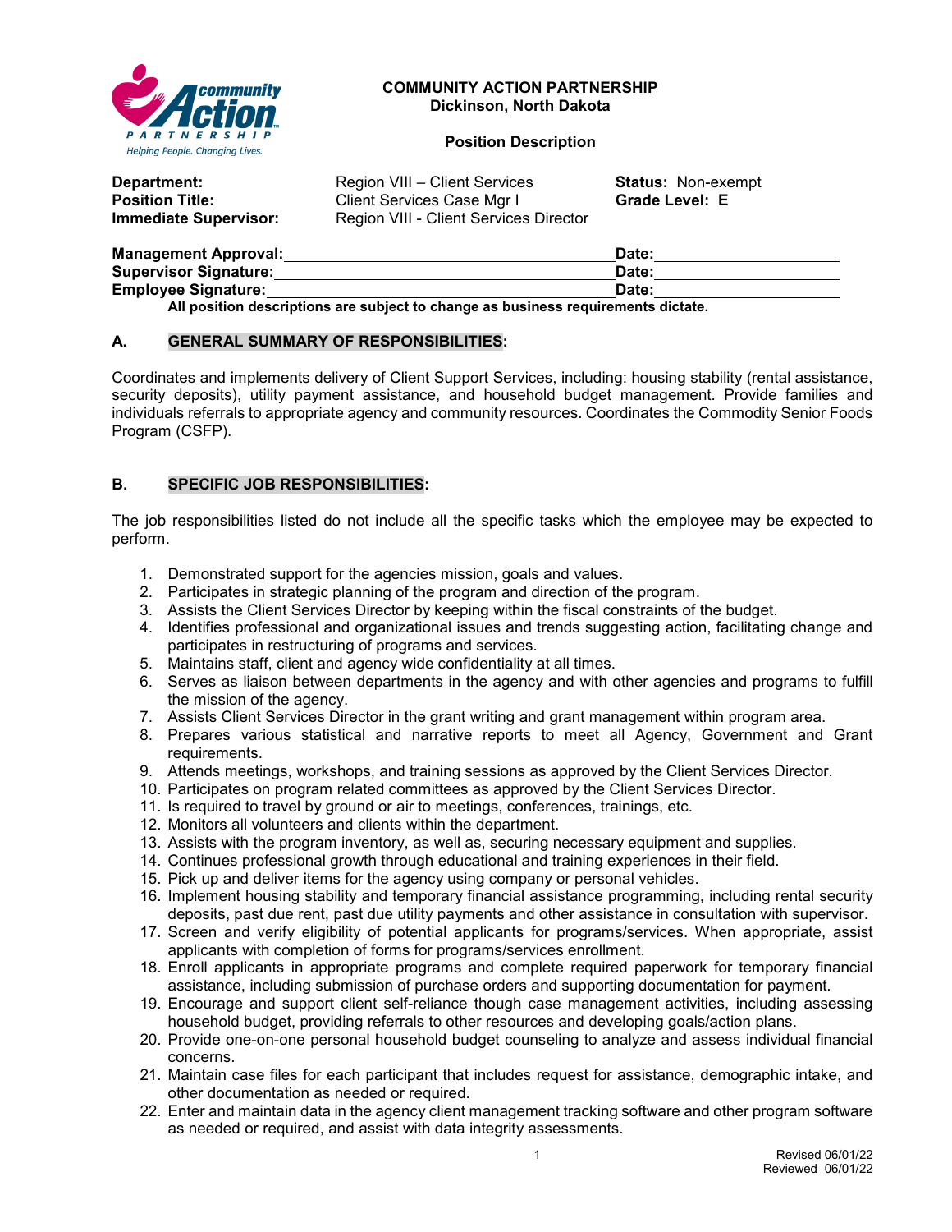**COMMUNITY ACTION PARTNERSHIP**
**Dickinson, North Dakota**

**Position Description**

| | | |
|---|---|---|
| **Department:** | Region VIII – Client Services | **Status:** Non-exempt |
| **Position Title:** | Client Services Case Mgr I | **Grade Level: E** |
| **Immediate Supervisor:** | Region VIII - Client Services Director | |

**Management Approval:** ______________________ **Date:** ____________

**Supervisor Signature:** ______________________ **Date:** ____________

**Employee Signature:** ______________________ **Date:** ____________

**All position descriptions are subject to change as business requirements dictate.**

## A. GENERAL SUMMARY OF RESPONSIBILITIES:

Coordinates and implements delivery of Client Support Services, including: housing stability (rental assistance, security deposits), utility payment assistance, and household budget management. Provide families and individuals referrals to appropriate agency and community resources. Coordinates the Commodity Senior Foods Program (CSFP).

## B. SPECIFIC JOB RESPONSIBILITIES:

The job responsibilities listed do not include all the specific tasks which the employee may be expected to perform.

1. Demonstrated support for the agencies mission, goals and values.
2. Participates in strategic planning of the program and direction of the program.
3. Assists the Client Services Director by keeping within the fiscal constraints of the budget.
4. Identifies professional and organizational issues and trends suggesting action, facilitating change and participates in restructuring of programs and services.
5. Maintains staff, client and agency wide confidentiality at all times.
6. Serves as liaison between departments in the agency and with other agencies and programs to fulfill the mission of the agency.
7. Assists Client Services Director in the grant writing and grant management within program area.
8. Prepares various statistical and narrative reports to meet all Agency, Government and Grant requirements.
9. Attends meetings, workshops, and training sessions as approved by the Client Services Director.
10. Participates on program related committees as approved by the Client Services Director.
11. Is required to travel by ground or air to meetings, conferences, trainings, etc.
12. Monitors all volunteers and clients within the department.
13. Assists with the program inventory, as well as, securing necessary equipment and supplies.
14. Continues professional growth through educational and training experiences in their field.
15. Pick up and deliver items for the agency using company or personal vehicles.
16. Implement housing stability and temporary financial assistance programming, including rental security deposits, past due rent, past due utility payments and other assistance in consultation with supervisor.
17. Screen and verify eligibility of potential applicants for programs/services. When appropriate, assist applicants with completion of forms for programs/services enrollment.
18. Enroll applicants in appropriate programs and complete required paperwork for temporary financial assistance, including submission of purchase orders and supporting documentation for payment.
19. Encourage and support client self-reliance though case management activities, including assessing household budget, providing referrals to other resources and developing goals/action plans.
20. Provide one-on-one personal household budget counseling to analyze and assess individual financial concerns.
21. Maintain case files for each participant that includes request for assistance, demographic intake, and other documentation as needed or required.
22. Enter and maintain data in the agency client management tracking software and other program software as needed or required, and assist with data integrity assessments.

Revised 06/01/22
Reviewed 06/01/22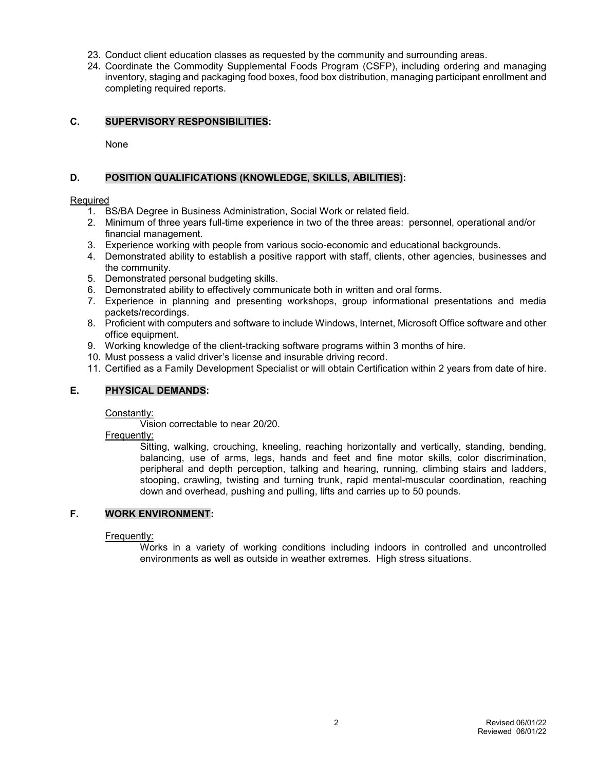23. Conduct client education classes as requested by the community and surrounding areas.
24. Coordinate the Commodity Supplemental Foods Program (CSFP), including ordering and managing inventory, staging and packaging food boxes, food box distribution, managing participant enrollment and completing required reports.

## C. SUPERVISORY RESPONSIBILITIES:

None

## D. POSITION QUALIFICATIONS (KNOWLEDGE, SKILLS, ABILITIES):

Required

1. BS/BA Degree in Business Administration, Social Work or related field.
2. Minimum of three years full-time experience in two of the three areas: personnel, operational and/or financial management.
3. Experience working with people from various socio-economic and educational backgrounds.
4. Demonstrated ability to establish a positive rapport with staff, clients, other agencies, businesses and the community.
5. Demonstrated personal budgeting skills.
6. Demonstrated ability to effectively communicate both in written and oral forms.
7. Experience in planning and presenting workshops, group informational presentations and media packets/recordings.
8. Proficient with computers and software to include Windows, Internet, Microsoft Office software and other office equipment.
9. Working knowledge of the client-tracking software programs within 3 months of hire.
10. Must possess a valid driver's license and insurable driving record.
11. Certified as a Family Development Specialist or will obtain Certification within 2 years from date of hire.

## E. PHYSICAL DEMANDS:

Constantly:

Vision correctable to near 20/20.

Frequently:

Sitting, walking, crouching, kneeling, reaching horizontally and vertically, standing, bending, balancing, use of arms, legs, hands and feet and fine motor skills, color discrimination, peripheral and depth perception, talking and hearing, running, climbing stairs and ladders, stooping, crawling, twisting and turning trunk, rapid mental-muscular coordination, reaching down and overhead, pushing and pulling, lifts and carries up to 50 pounds.

## F. WORK ENVIRONMENT:

Frequently:

Works in a variety of working conditions including indoors in controlled and uncontrolled environments as well as outside in weather extremes. High stress situations.

Revised 06/01/22
Reviewed 06/01/22